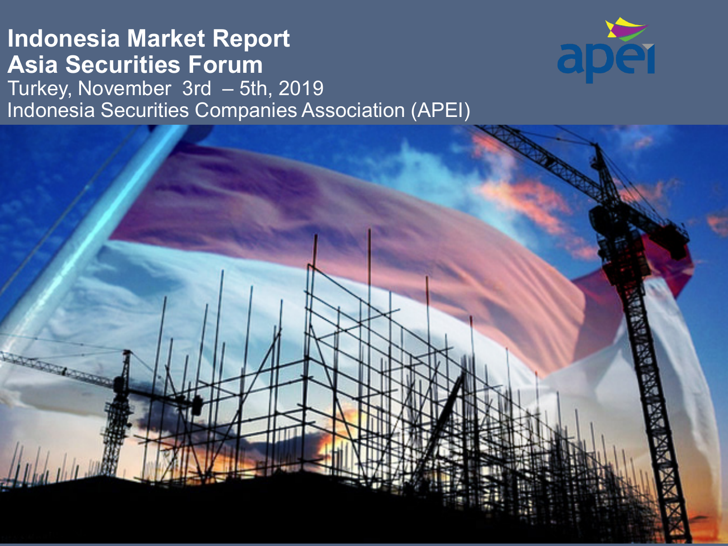# Indonesia Market Report
# Asia Securities Forum

Turkey, November 3rd – 5th, 2019

Indonesia Securities Companies Association (APEI)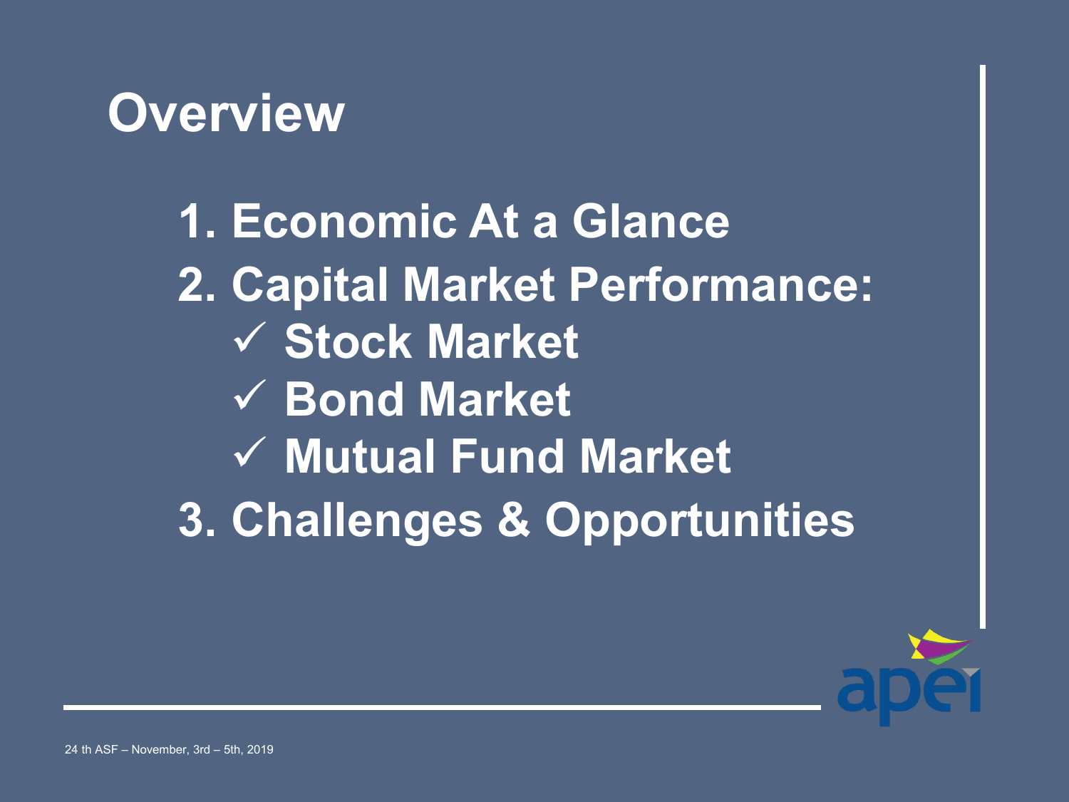# Overview

1. Economic At a Glance
2. Capital Market Performance:
   - ✓ Stock Market
   - ✓ Bond Market
   - ✓ Mutual Fund Market
3. Challenges & Opportunities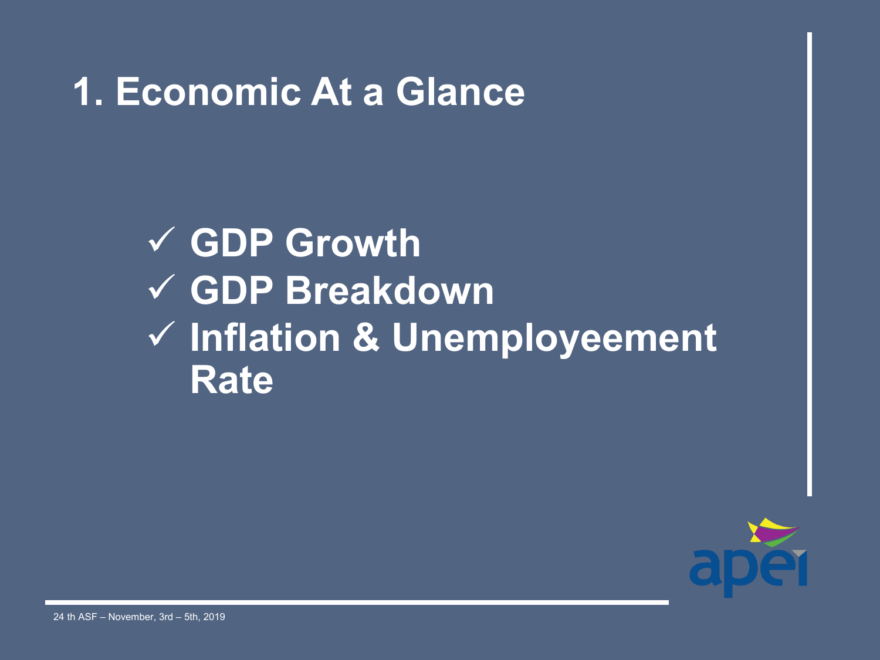# 1. Economic At a Glance

- ✓ GDP Growth
- ✓ GDP Breakdown
- ✓ Inflation & Unemployeement Rate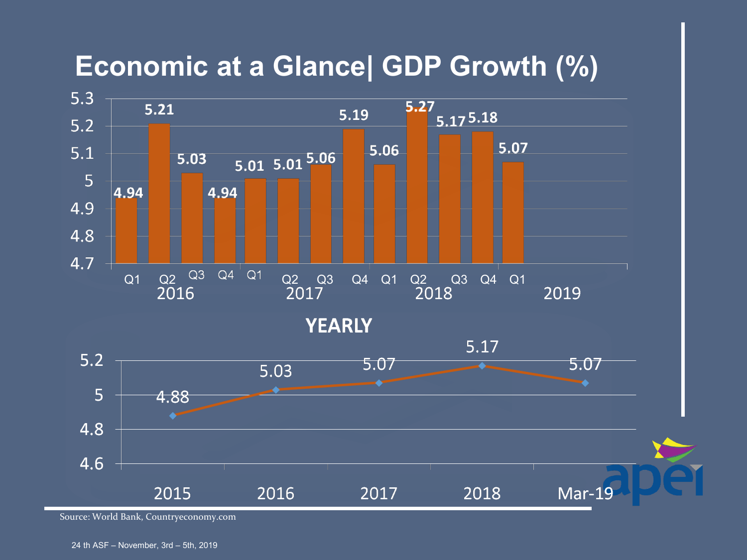# Economic at a Glance| GDP Growth (%)

| Year | Quarter | GDP Growth (%) |
|---|---|---|
| 2016 | Q1 | 4.94 |
| 2016 | Q2 | 5.21 |
| 2016 | Q3 | 5.03 |
| 2016 | Q4 | 4.94 |
| 2017 | Q1 | 5.01 |
| 2017 | Q2 | 5.01 |
| 2017 | Q3 | 5.06 |
| 2017 | Q4 | 5.19 |
| 2018 | Q1 | 5.06 |
| 2018 | Q2 | 5.27 |
| 2018 | Q3 | 5.17 |
| 2018 | Q4 | 5.18 |
| 2019 | Q1 | 5.07 |

## YEARLY

| Year | GDP Growth (%) |
|---|---|
| 2015 | 4.88 |
| 2016 | 5.03 |
| 2017 | 5.07 |
| 2018 | 5.17 |
| Mar-19 | 5.07 |

Source: World Bank, Countryeconomy.com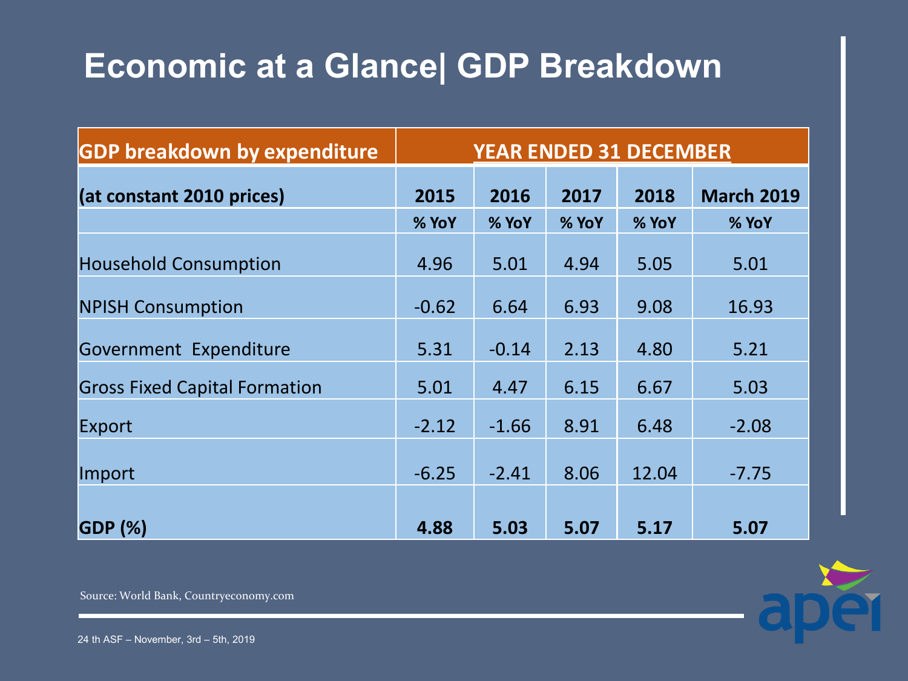# Economic at a Glance| GDP Breakdown

| GDP breakdown by expenditure | YEAR ENDED 31 DECEMBER | | | | |
|---|---|---|---|---|---|
| **(at constant 2010 prices)** | **2015** | **2016** | **2017** | **2018** | **March 2019** |
| | **% YoY** | **% YoY** | **% YoY** | **% YoY** | **% YoY** |
| Household Consumption | 4.96 | 5.01 | 4.94 | 5.05 | 5.01 |
| NPISH Consumption | -0.62 | 6.64 | 6.93 | 9.08 | 16.93 |
| Government Expenditure | 5.31 | -0.14 | 2.13 | 4.80 | 5.21 |
| Gross Fixed Capital Formation | 5.01 | 4.47 | 6.15 | 6.67 | 5.03 |
| Export | -2.12 | -1.66 | 8.91 | 6.48 | -2.08 |
| Import | -6.25 | -2.41 | 8.06 | 12.04 | -7.75 |
| **GDP (%)** | **4.88** | **5.03** | **5.07** | **5.17** | **5.07** |

Source: World Bank, Countryeconomy.com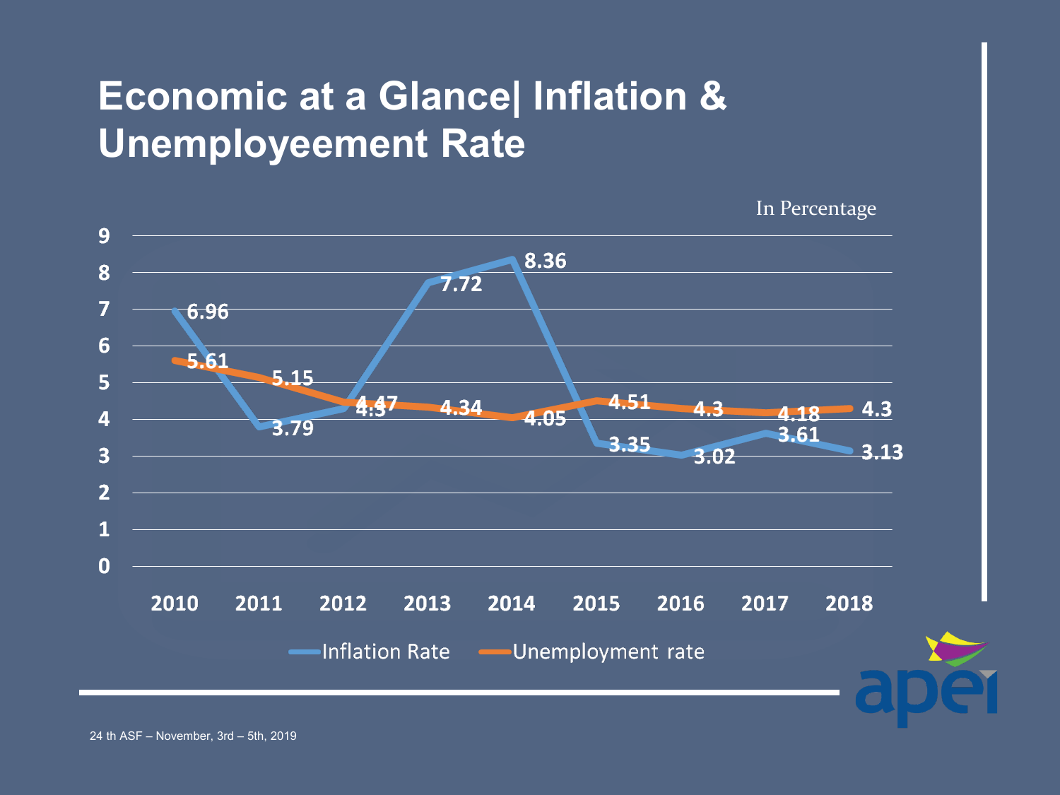# Economic at a Glance| Inflation & Unemployeement Rate

In Percentage

| Year | Inflation Rate | Unemployment rate |
|---|---|---|
| 2010 | 6.96 | 5.61 |
| 2011 | 3.79 | 5.15 |
| 2012 | 4.3 | 4.47 |
| 2013 | 7.72 | 4.34 |
| 2014 | 8.36 | 4.05 |
| 2015 | 3.35 | 4.51 |
| 2016 | 3.02 | 4.3 |
| 2017 | 3.61 | 4.18 |
| 2018 | 3.13 | 4.3 |

24 th ASF – November, 3rd – 5th, 2019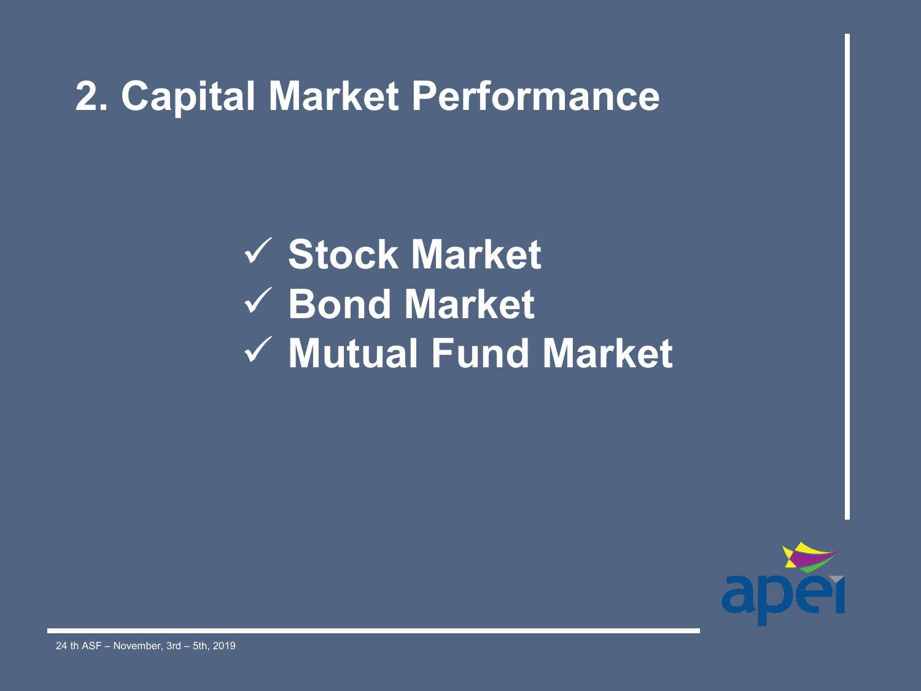# 2. Capital Market Performance

- ✓ **Stock Market**
- ✓ **Bond Market**
- ✓ **Mutual Fund Market**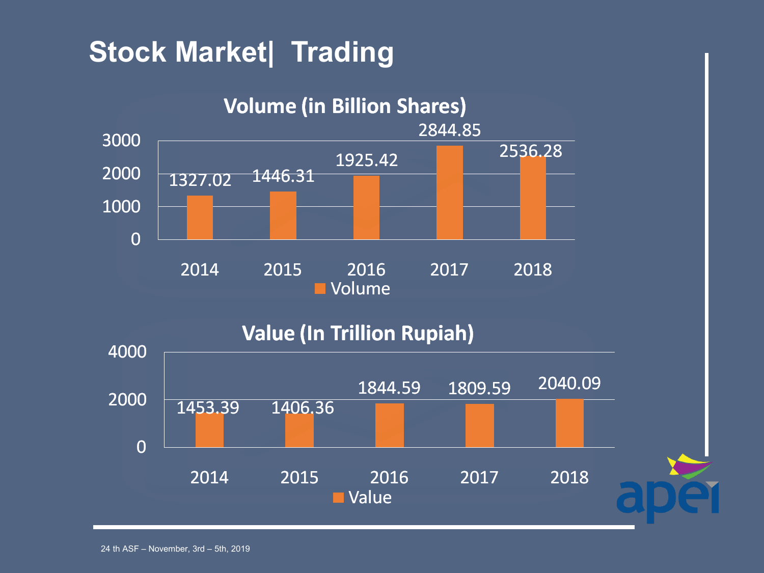# Stock Market| Trading

**Volume (in Billion Shares)**

| Year | Volume |
|---|---|
| 2014 | 1327.02 |
| 2015 | 1446.31 |
| 2016 | 1925.42 |
| 2017 | 2844.85 |
| 2018 | 2536.28 |

**Value (In Trillion Rupiah)**

| Year | Value |
|---|---|
| 2014 | 1453.39 |
| 2015 | 1406.36 |
| 2016 | 1844.59 |
| 2017 | 1809.59 |
| 2018 | 2040.09 |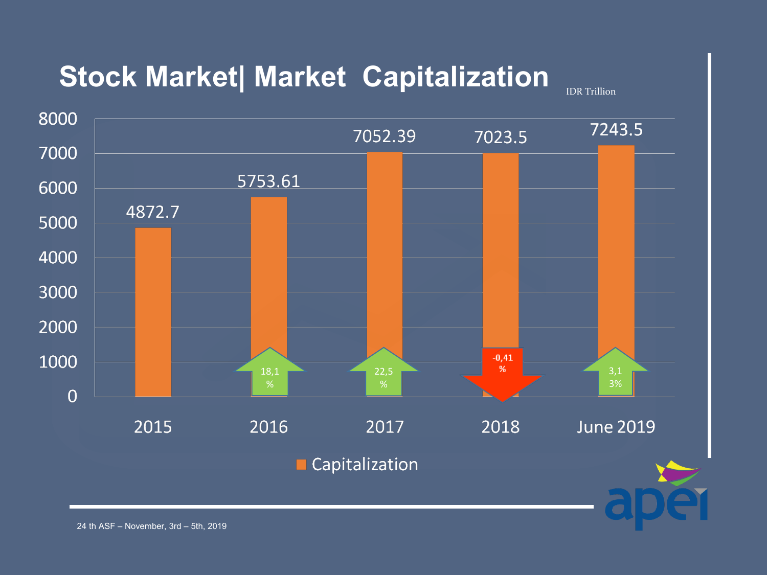# Stock Market| Market Capitalization

IDR Trillion

| Year | Capitalization | Growth |
|---|---|---|
| 2015 | 4872.7 | |
| 2016 | 5753.61 | 18,1 % |
| 2017 | 7052.39 | 22,5 % |
| 2018 | 7023.5 | -0,41 % |
| June 2019 | 7243.5 | 3,13% |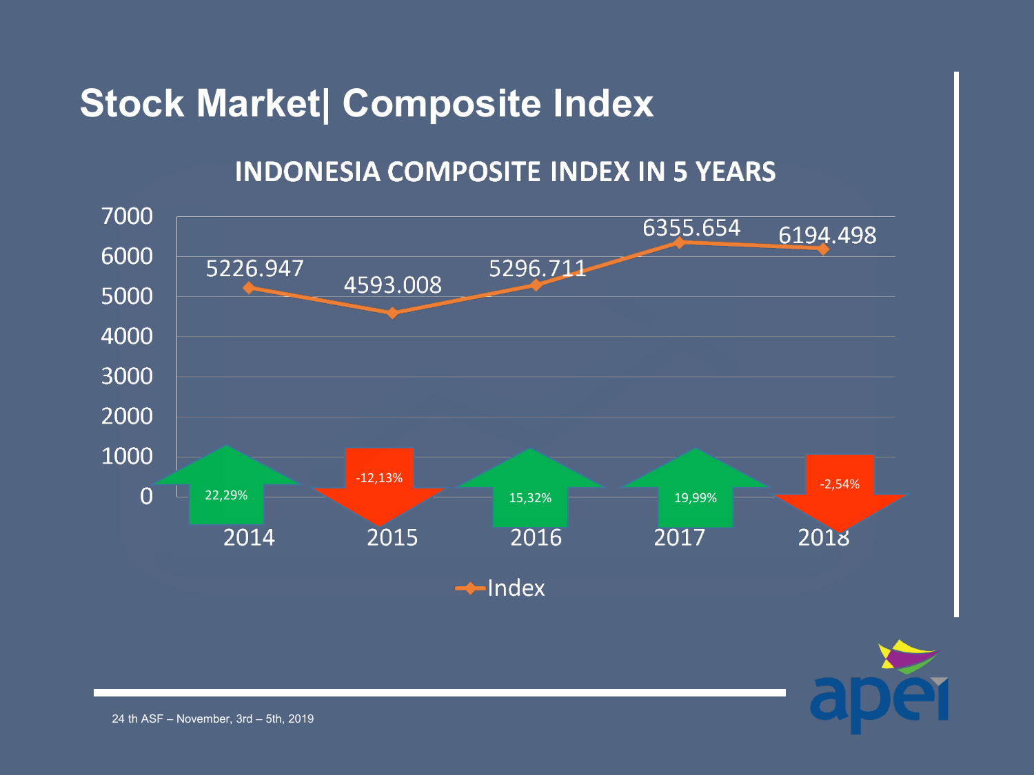# Stock Market| Composite Index

## INDONESIA COMPOSITE INDEX IN 5 YEARS

| Year | Index | Change |
|---|---|---|
| 2014 | 5226.947 | 22,29% |
| 2015 | 4593.008 | -12,13% |
| 2016 | 5296.711 | 15,32% |
| 2017 | 6355.654 | 19,99% |
| 2018 | 6194.498 | -2,54% |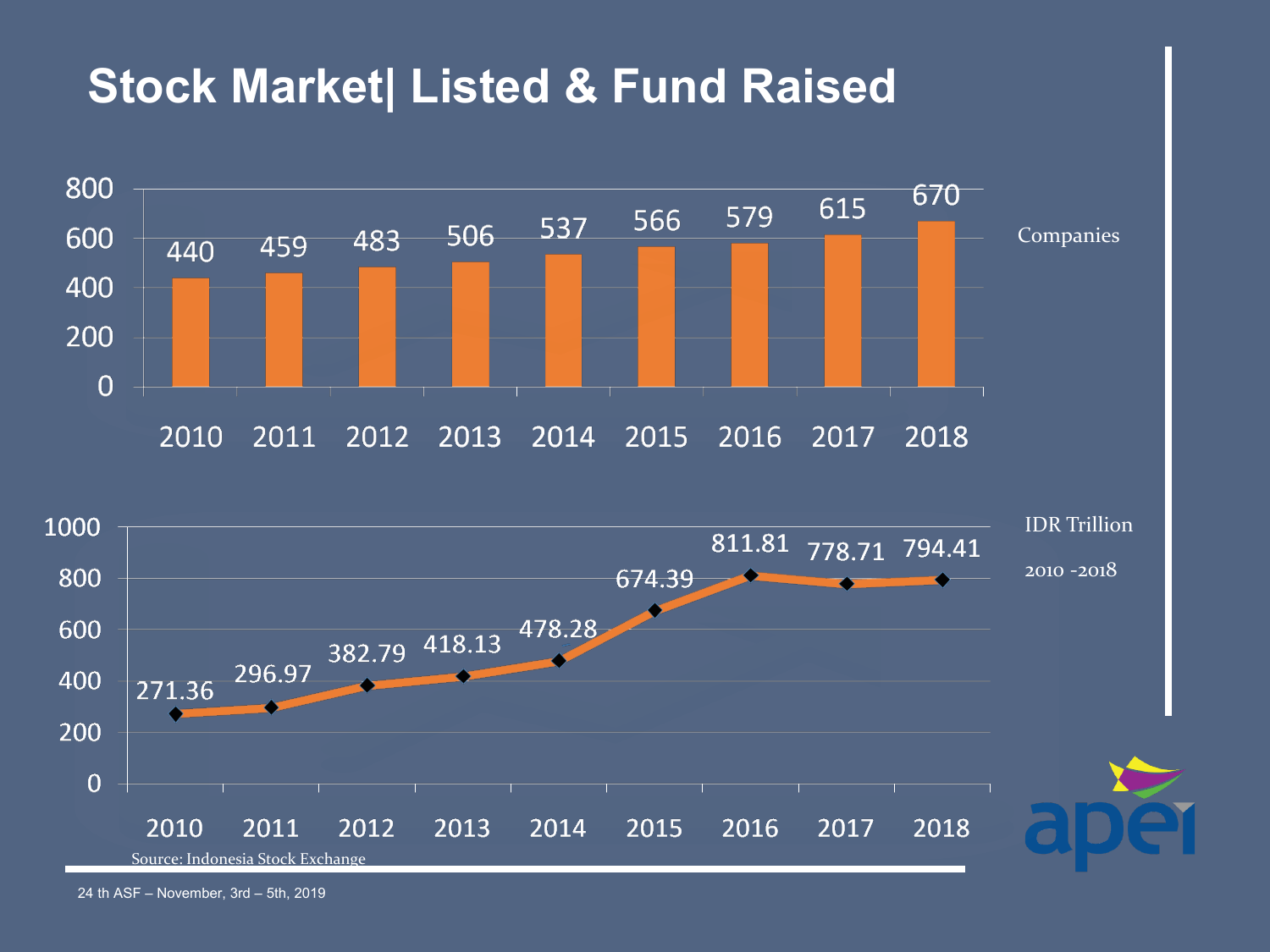# Stock Market| Listed & Fund Raised

Companies

| 2010 | 2011 | 2012 | 2013 | 2014 | 2015 | 2016 | 2017 | 2018 |
|---|---|---|---|---|---|---|---|---|
| 440 | 459 | 483 | 506 | 537 | 566 | 579 | 615 | 670 |

IDR Trillion

2010 -2018

| 2010 | 2011 | 2012 | 2013 | 2014 | 2015 | 2016 | 2017 | 2018 |
|---|---|---|---|---|---|---|---|---|
| 271.36 | 296.97 | 382.79 | 418.13 | 478.28 | 674.39 | 811.81 | 778.71 | 794.41 |

Source: Indonesia Stock Exchange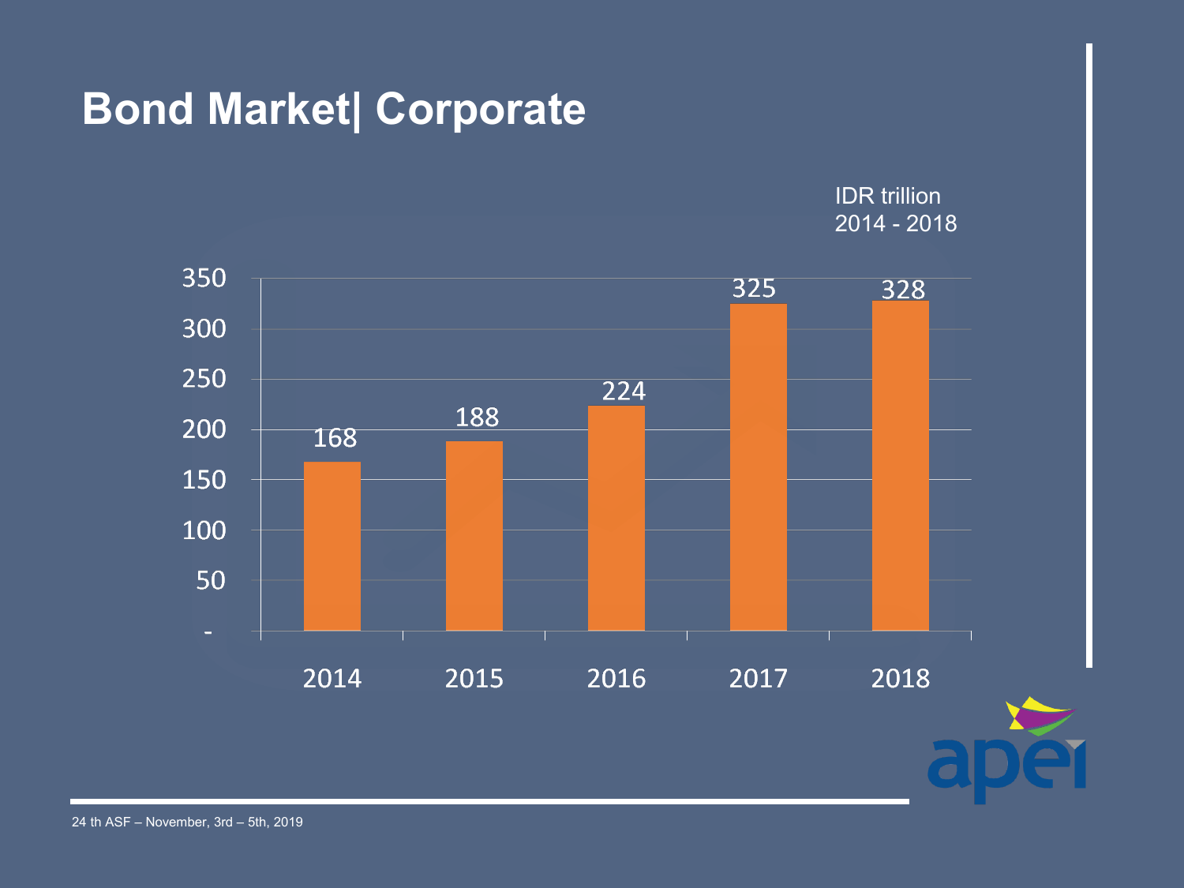# Bond Market| Corporate

IDR trillion
2014 - 2018

| Year | Value |
| --- | --- |
| 2014 | 168 |
| 2015 | 188 |
| 2016 | 224 |
| 2017 | 325 |
| 2018 | 328 |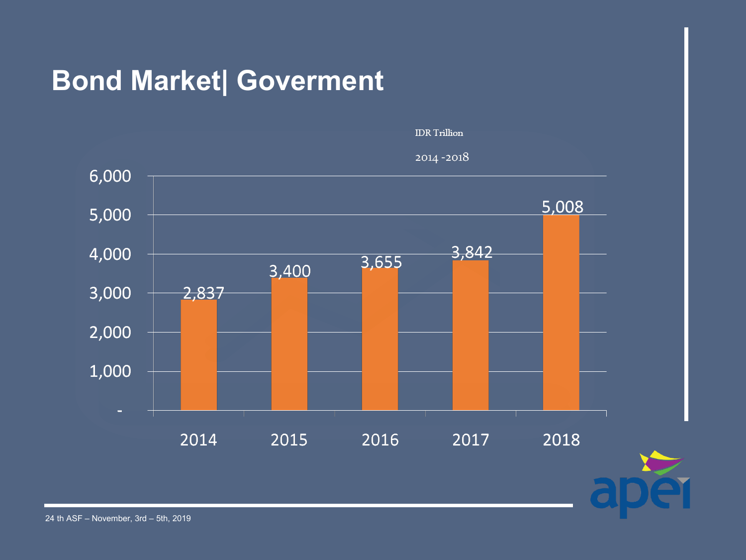# Bond Market| Goverment

IDR Trillion

2014 -2018

| Year | Value |
|---|---|
| 2014 | 2,837 |
| 2015 | 3,400 |
| 2016 | 3,655 |
| 2017 | 3,842 |
| 2018 | 5,008 |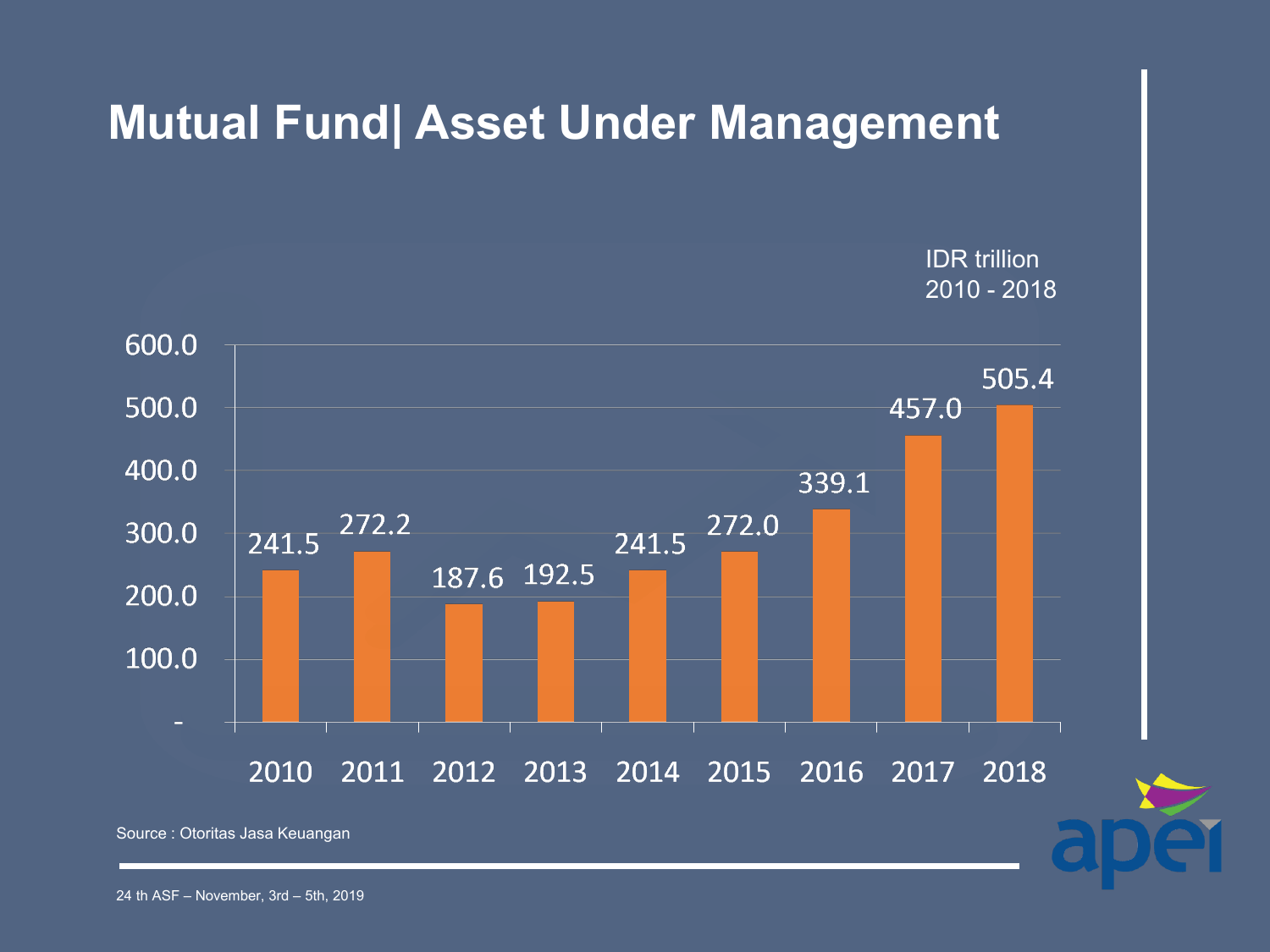# Mutual Fund| Asset Under Management

IDR trillion
2010 - 2018

| Year | AUM |
|---|---|
| 2010 | 241.5 |
| 2011 | 272.2 |
| 2012 | 187.6 |
| 2013 | 192.5 |
| 2014 | 241.5 |
| 2015 | 272.0 |
| 2016 | 339.1 |
| 2017 | 457.0 |
| 2018 | 505.4 |

Source : Otoritas Jasa Keuangan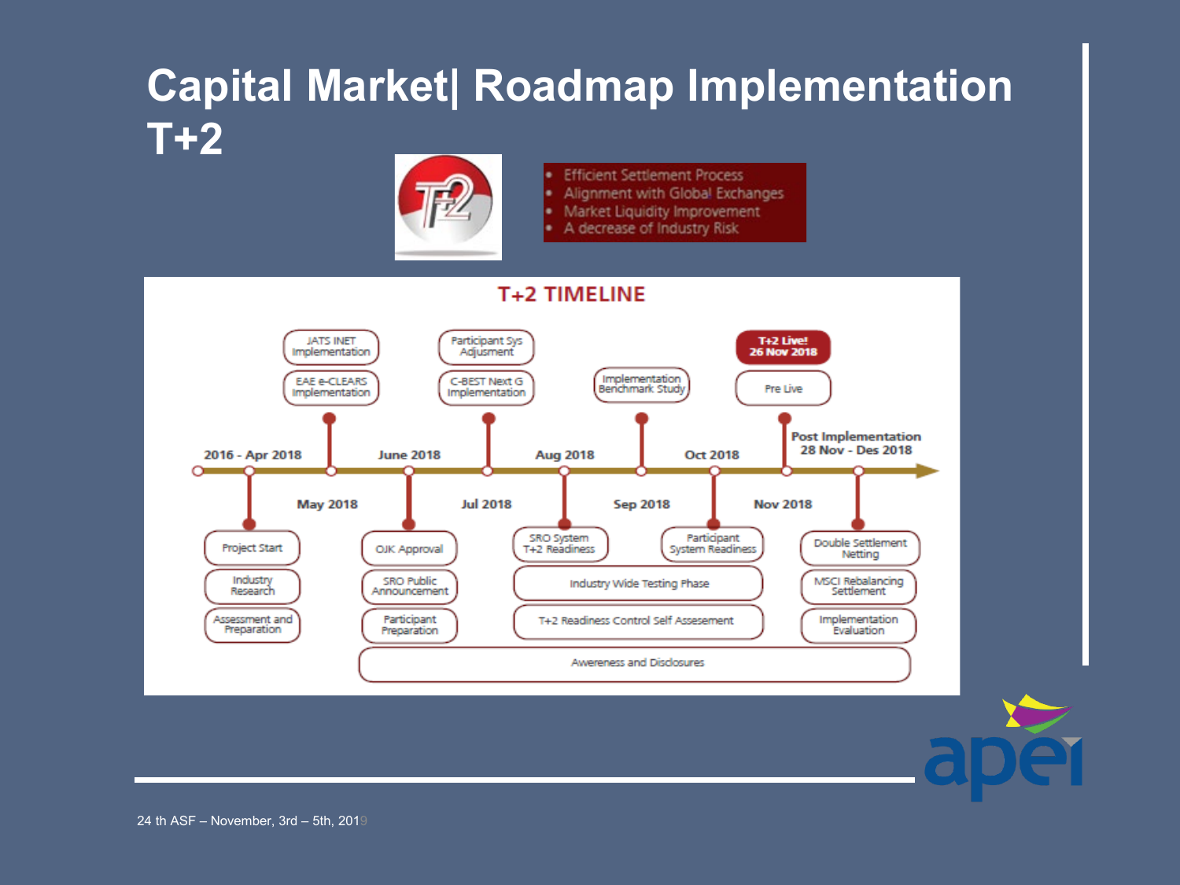# Capital Market| Roadmap Implementation T+2

- Efficient Settlement Process
- Alignment with Global Exchanges
- Market Liquidity Improvement
- A decrease of Industry Risk

## T+2 TIMELINE

**2016 - Apr 2018**
- Project Start
- Industry Research
- Assessment and Preparation

**May 2018**
- JATS INET Implementation
- EAE e-CLEARS Implementation

**June 2018**
- OJK Approval
- SRO Public Announcement
- Participant Preparation

**Jul 2018**
- Participant Sys Adjusment
- C-BEST Next G Implementation

**Aug 2018**
- SRO System T+2 Readiness

**Sep 2018**
- Implementation Benchmark Study

**Oct 2018**
- Participant System Readiness

**Aug 2018 – Oct 2018**
- Industry Wide Testing Phase
- T+2 Readiness Control Self Assesement

**Nov 2018**
- T+2 Live! 26 Nov 2018
- Pre Live

**Post Implementation 28 Nov - Des 2018**
- Double Settlement Netting
- MSCI Rebalancing Settlement
- Implementation Evaluation

**June 2018 – Des 2018**
- Awereness and Disclosures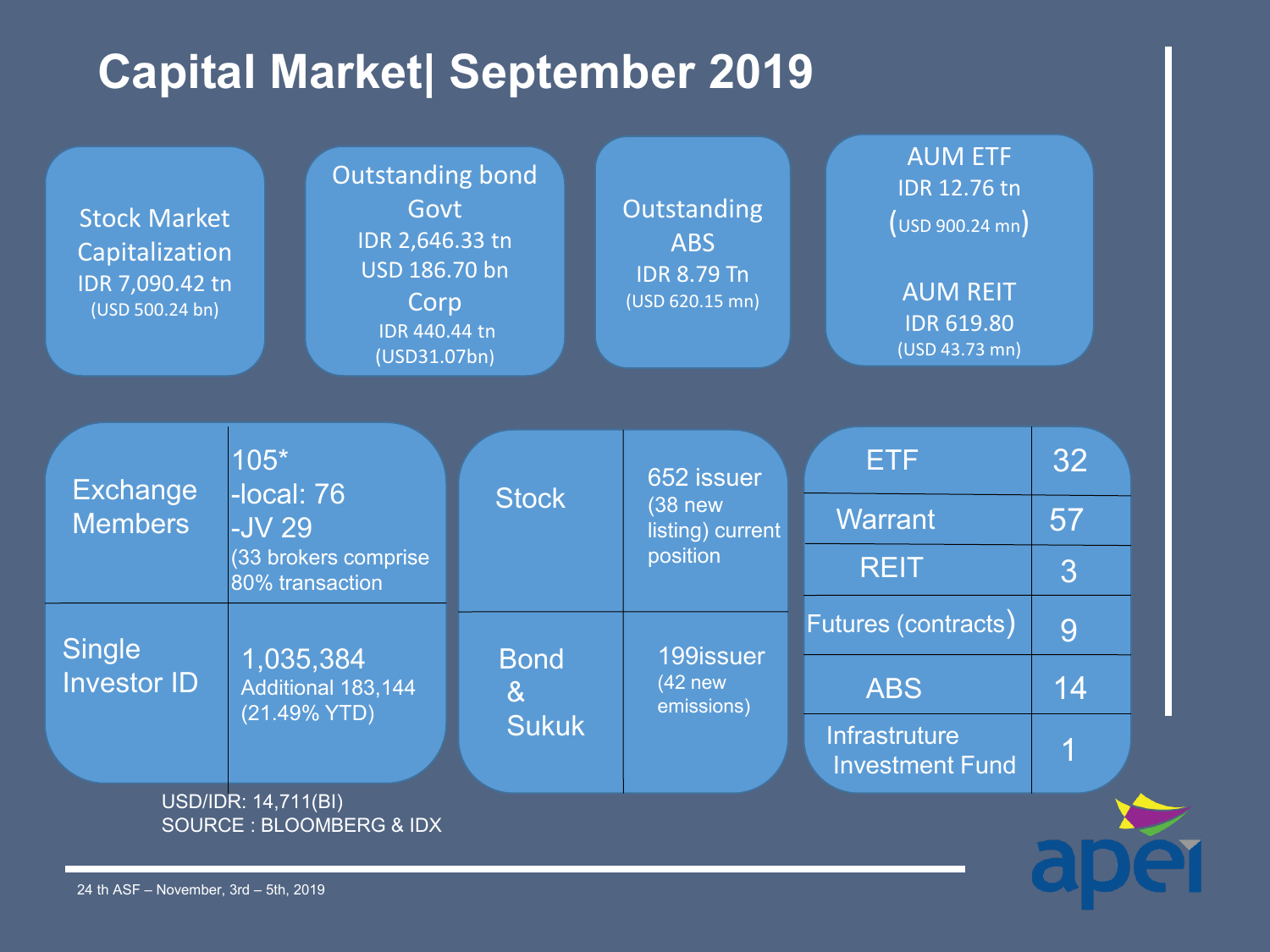# Capital Market| September 2019

**Stock Market Capitalization**
IDR 7,090.42 tn
(USD 500.24 bn)

**Outstanding bond**
Govt
IDR 2,646.33 tn
USD 186.70 bn
Corp
IDR 440.44 tn
(USD31.07bn)

**Outstanding ABS**
IDR 8.79 Tn
(USD 620.15 mn)

**AUM ETF**
IDR 12.76 tn
(USD 900.24 mn)

**AUM REIT**
IDR 619.80
(USD 43.73 mn)

| | |
|---|---|
| Exchange Members | 105* -local: 76 -JV 29 (33 brokers comprise 80% transaction |
| Single Investor ID | 1,035,384 Additional 183,144 (21.49% YTD) |

| | |
|---|---|
| Stock | 652 issuer (38 new listing) current position |
| Bond & Sukuk | 199issuer (42 new emissions) |

| | |
|---|---|
| ETF | 32 |
| Warrant | 57 |
| REIT | 3 |
| Futures (contracts) | 9 |
| ABS | 14 |
| Infrastruture Investment Fund | 1 |

USD/IDR: 14,711(BI)
SOURCE : BLOOMBERG & IDX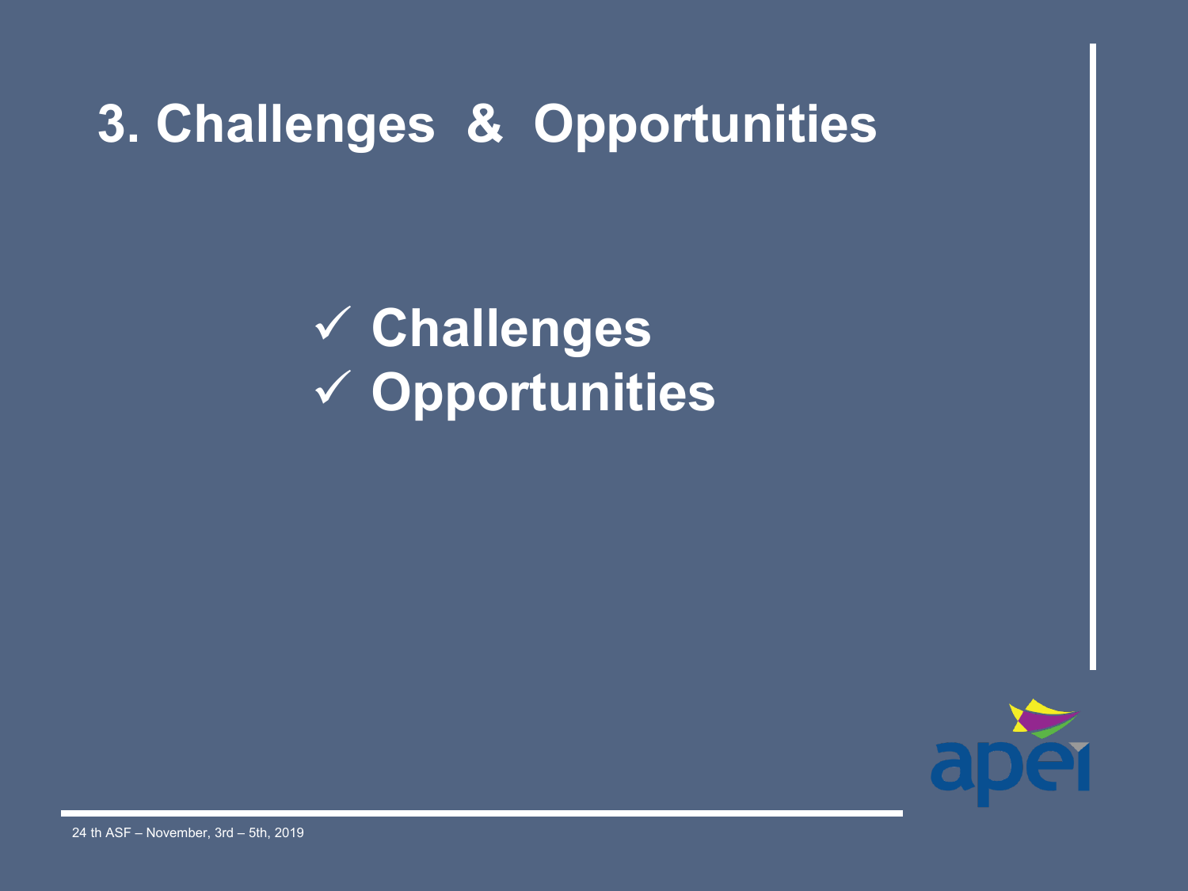# 3. Challenges & Opportunities

- ✓ **Challenges**
- ✓ **Opportunities**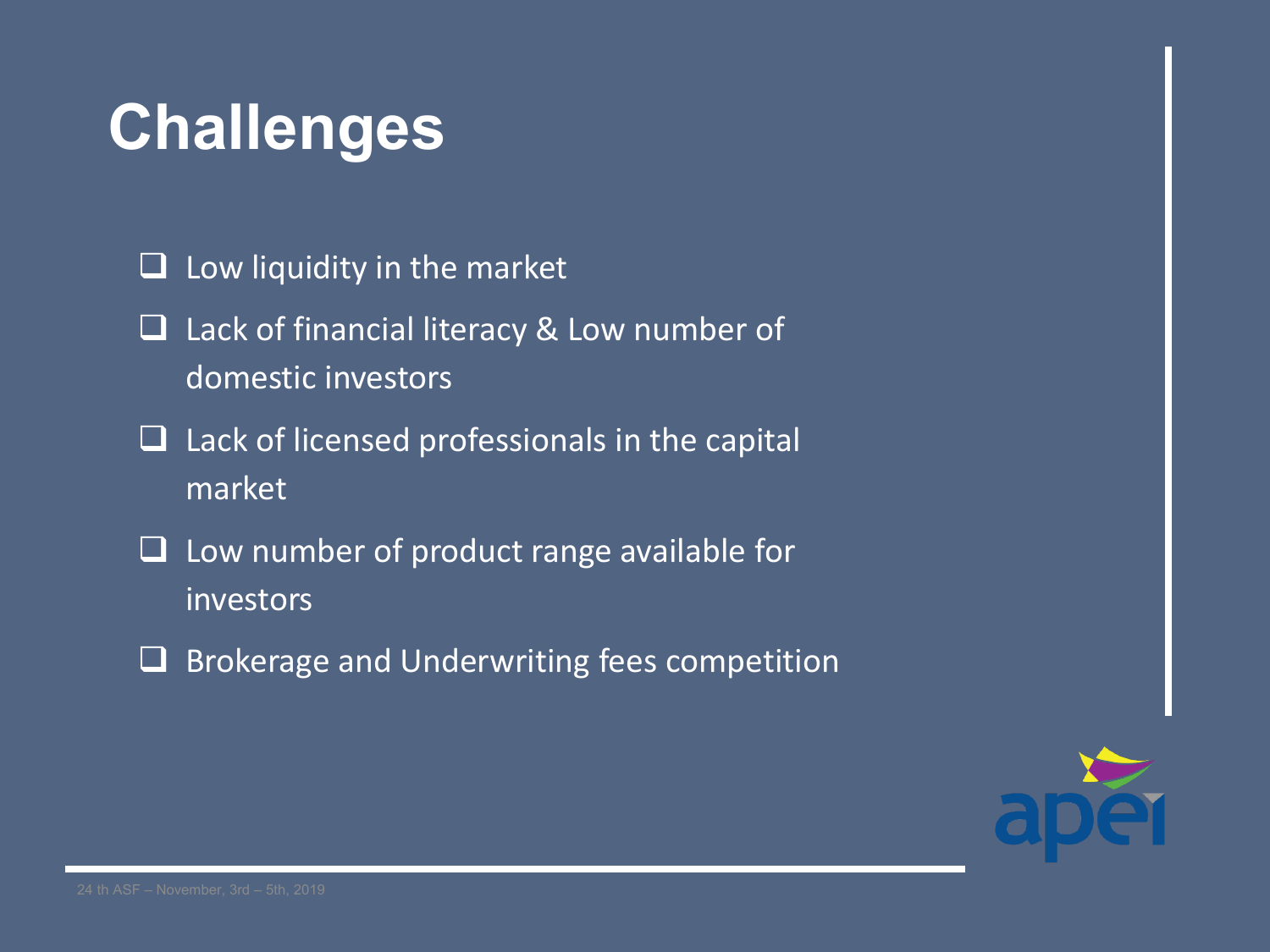# Challenges

- Low liquidity in the market
- Lack of financial literacy & Low number of domestic investors
- Lack of licensed professionals in the capital market
- Low number of product range available for investors
- Brokerage and Underwriting fees competition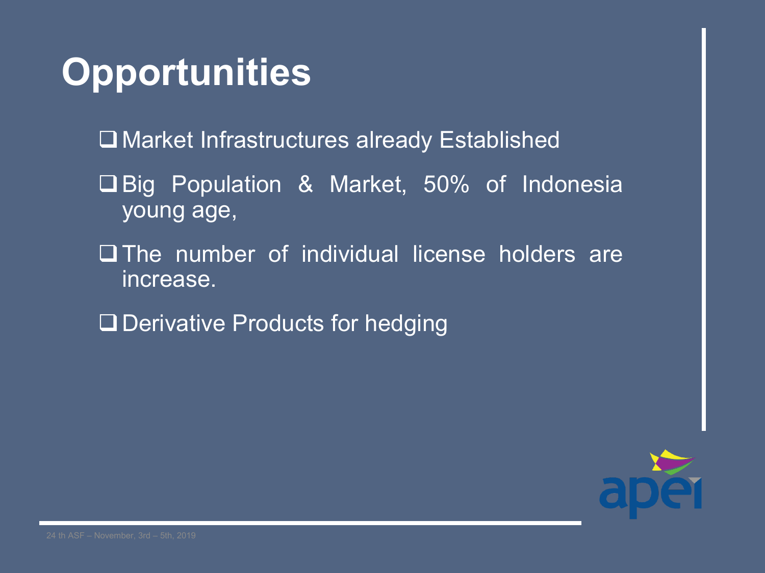# Opportunities

- Market Infrastructures already Established
- Big Population & Market, 50% of Indonesia young age,
- The number of individual license holders are increase.
- Derivative Products for hedging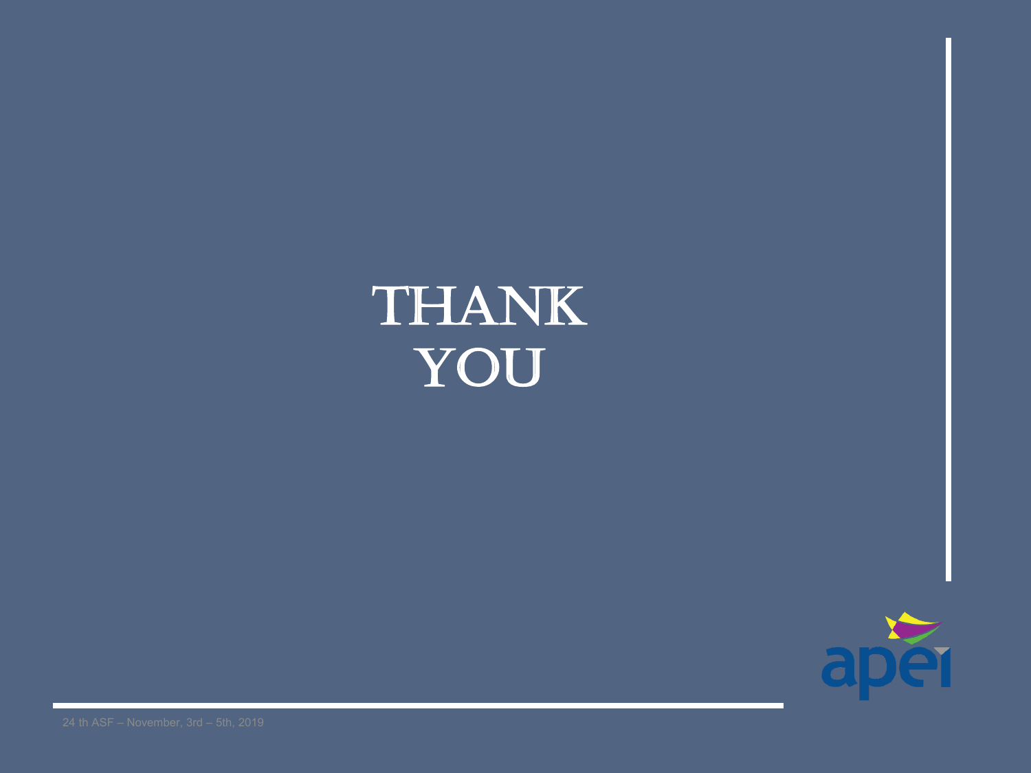# THANK YOU